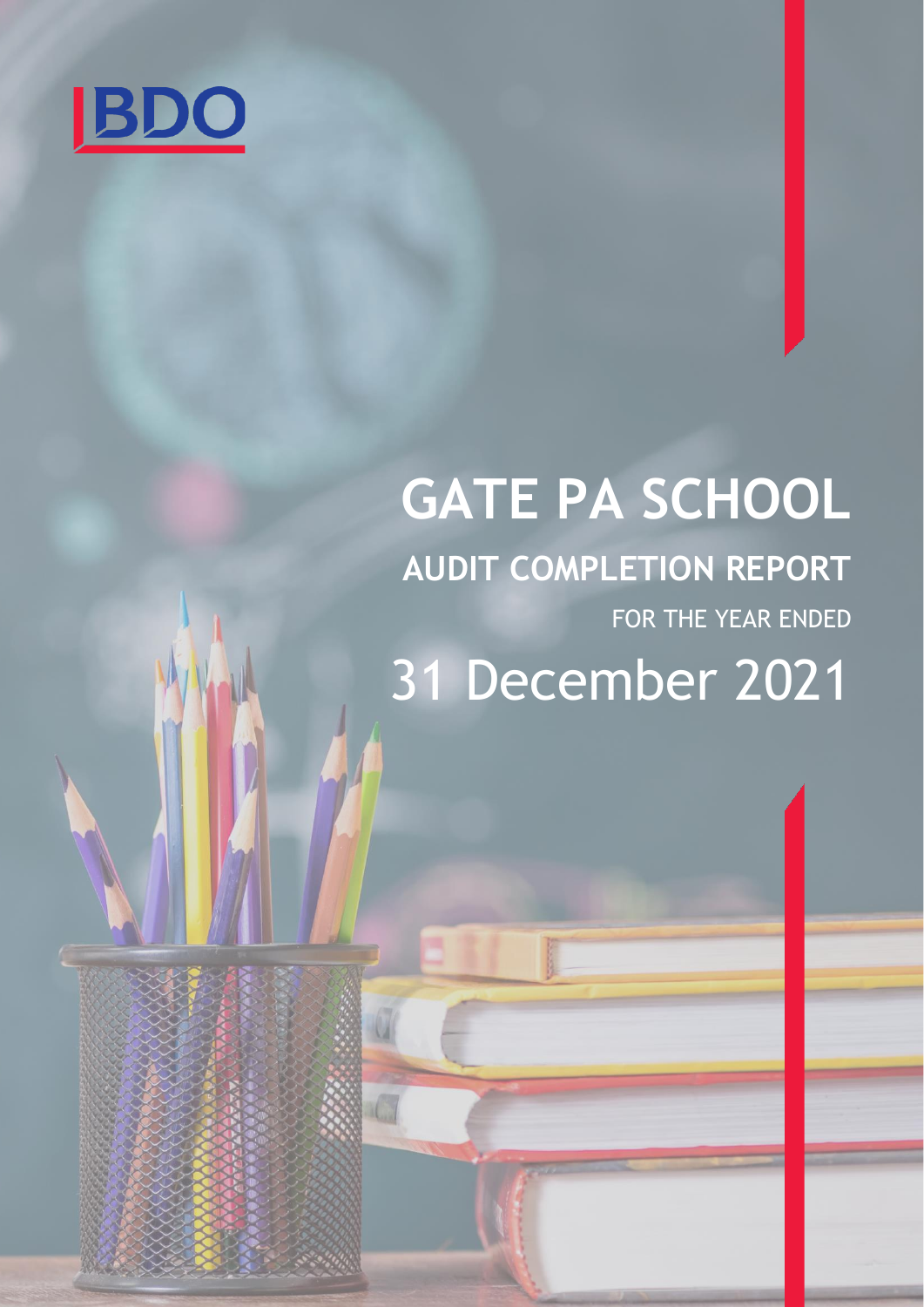BDO

# GATE PA SCHOOL

## AUDIT COMPLETION REPORT

FOR THE YEAR ENDED

31 December 2021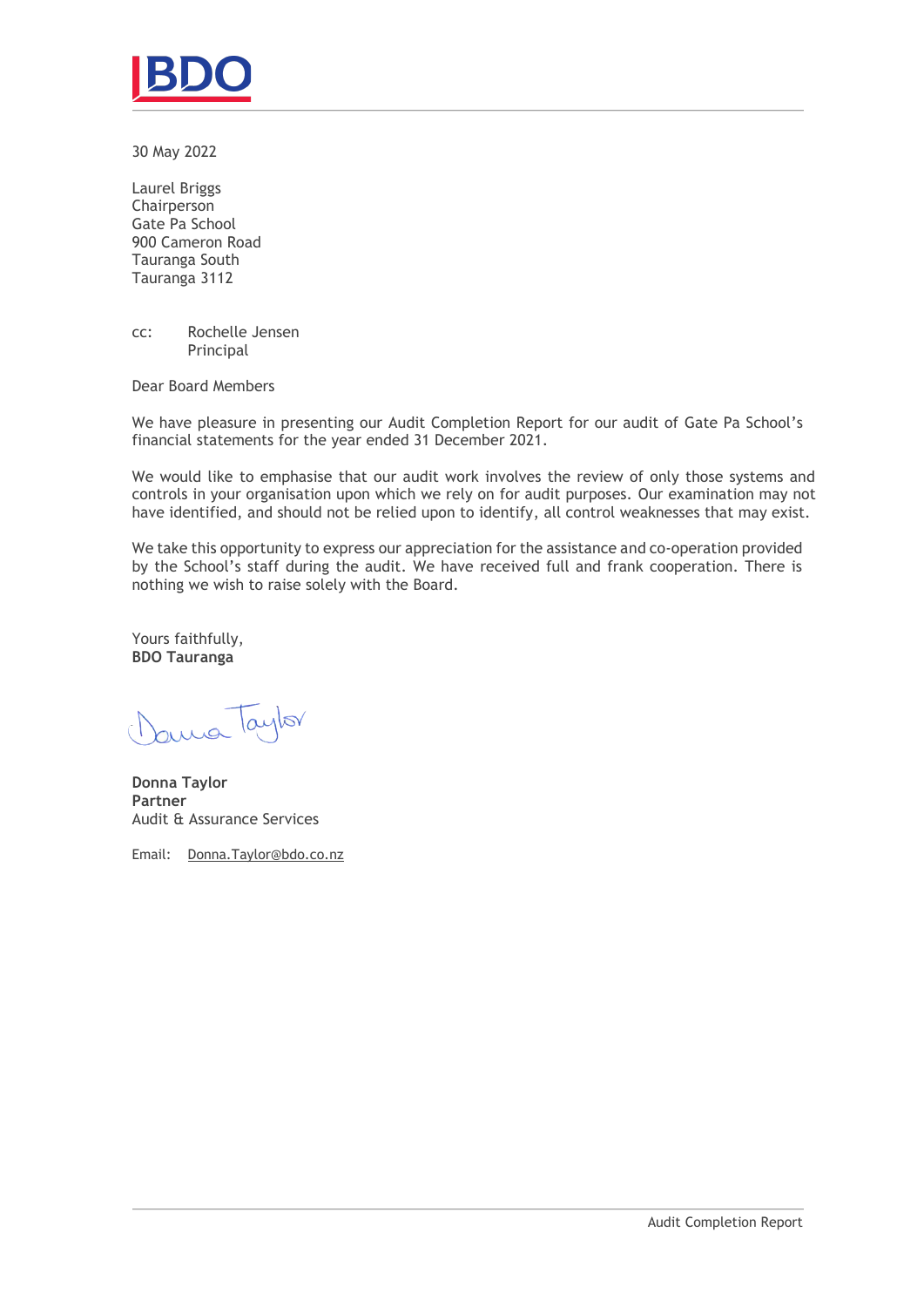BDO

30 May 2022

Laurel Briggs
Chairperson
Gate Pa School
900 Cameron Road
Tauranga South
Tauranga 3112

cc: Rochelle Jensen
Principal

Dear Board Members

We have pleasure in presenting our Audit Completion Report for our audit of Gate Pa School's financial statements for the year ended 31 December 2021.

We would like to emphasise that our audit work involves the review of only those systems and controls in your organisation upon which we rely on for audit purposes. Our examination may not have identified, and should not be relied upon to identify, all control weaknesses that may exist.

We take this opportunity to express our appreciation for the assistance and co-operation provided by the School's staff during the audit. We have received full and frank cooperation. There is nothing we wish to raise solely with the Board.

Yours faithfully,
**BDO Tauranga**

**Donna Taylor**
**Partner**
Audit & Assurance Services

Email: Donna.Taylor@bdo.co.nz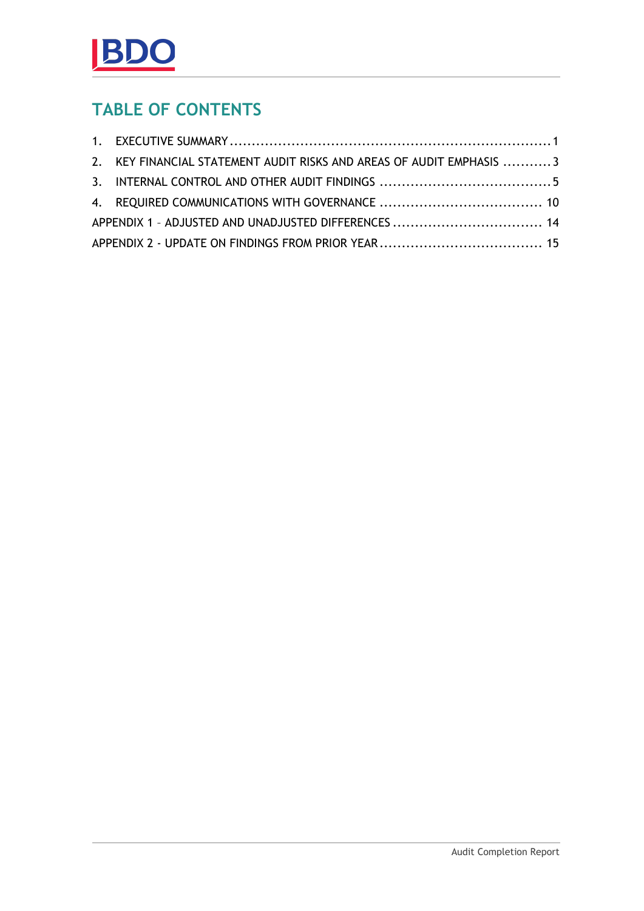## TABLE OF CONTENTS

1. EXECUTIVE SUMMARY ........................................................................ 1
2. KEY FINANCIAL STATEMENT AUDIT RISKS AND AREAS OF AUDIT EMPHASIS ........... 3
3. INTERNAL CONTROL AND OTHER AUDIT FINDINGS ....................................... 5
4. REQUIRED COMMUNICATIONS WITH GOVERNANCE ..................................... 10

APPENDIX 1 – ADJUSTED AND UNADJUSTED DIFFERENCES .................................. 14

APPENDIX 2 - UPDATE ON FINDINGS FROM PRIOR YEAR ..................................... 15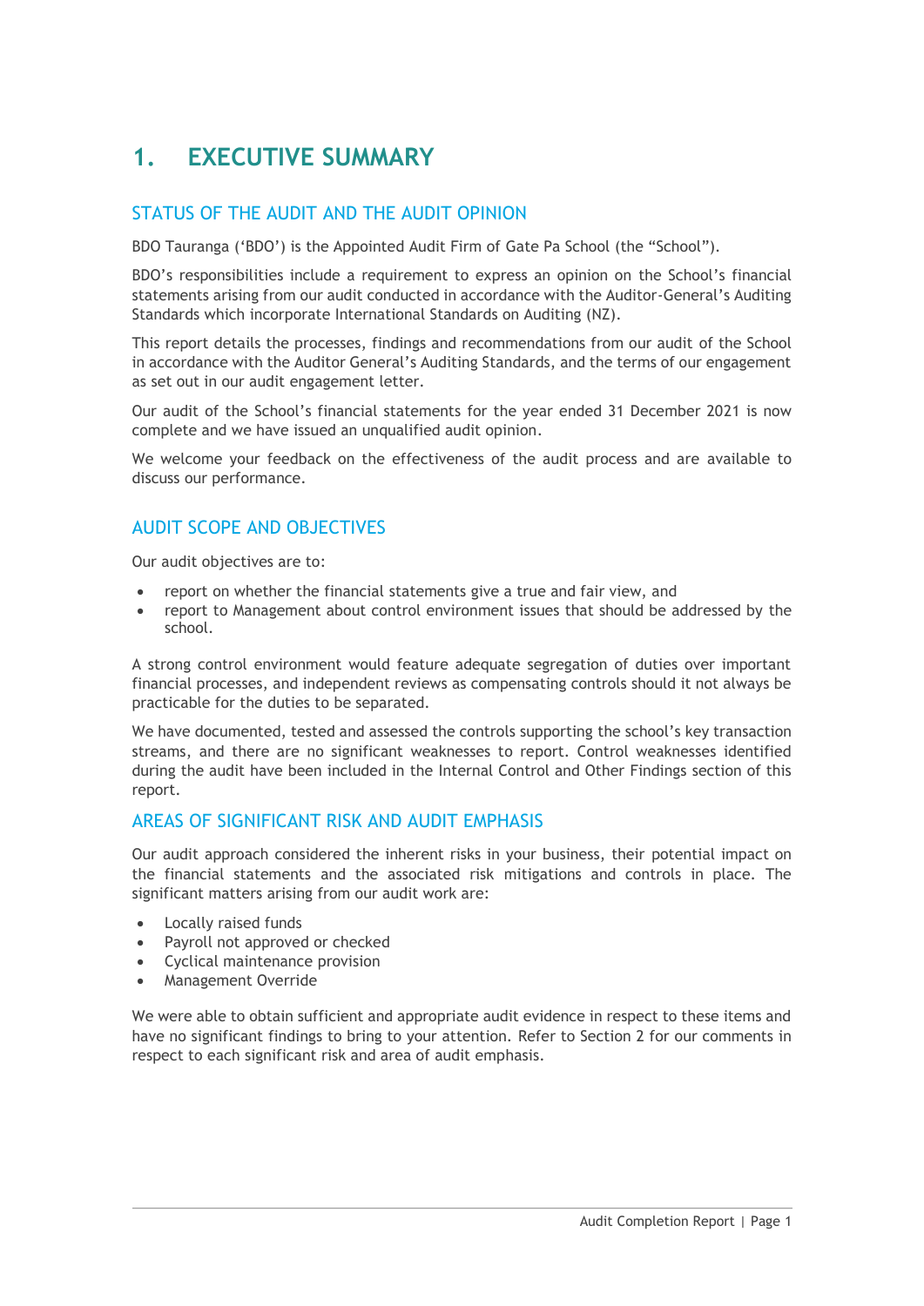# 1. EXECUTIVE SUMMARY

## STATUS OF THE AUDIT AND THE AUDIT OPINION

BDO Tauranga ('BDO') is the Appointed Audit Firm of Gate Pa School (the "School").

BDO's responsibilities include a requirement to express an opinion on the School's financial statements arising from our audit conducted in accordance with the Auditor-General's Auditing Standards which incorporate International Standards on Auditing (NZ).

This report details the processes, findings and recommendations from our audit of the School in accordance with the Auditor General's Auditing Standards, and the terms of our engagement as set out in our audit engagement letter.

Our audit of the School's financial statements for the year ended 31 December 2021 is now complete and we have issued an unqualified audit opinion.

We welcome your feedback on the effectiveness of the audit process and are available to discuss our performance.

## AUDIT SCOPE AND OBJECTIVES

Our audit objectives are to:

- report on whether the financial statements give a true and fair view, and
- report to Management about control environment issues that should be addressed by the school.

A strong control environment would feature adequate segregation of duties over important financial processes, and independent reviews as compensating controls should it not always be practicable for the duties to be separated.

We have documented, tested and assessed the controls supporting the school's key transaction streams, and there are no significant weaknesses to report. Control weaknesses identified during the audit have been included in the Internal Control and Other Findings section of this report.

## AREAS OF SIGNIFICANT RISK AND AUDIT EMPHASIS

Our audit approach considered the inherent risks in your business, their potential impact on the financial statements and the associated risk mitigations and controls in place. The significant matters arising from our audit work are:

- Locally raised funds
- Payroll not approved or checked
- Cyclical maintenance provision
- Management Override

We were able to obtain sufficient and appropriate audit evidence in respect to these items and have no significant findings to bring to your attention. Refer to Section 2 for our comments in respect to each significant risk and area of audit emphasis.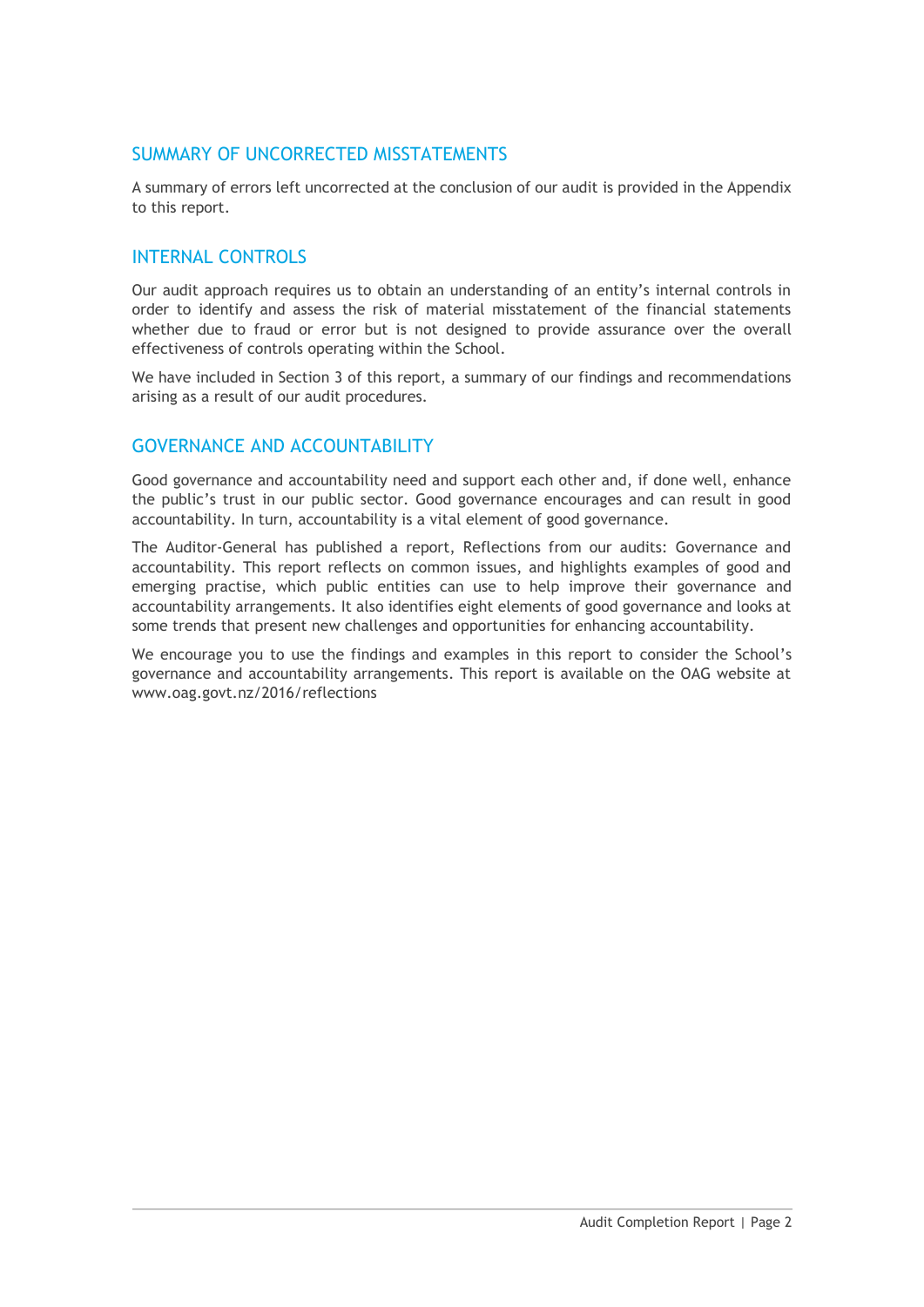## SUMMARY OF UNCORRECTED MISSTATEMENTS

A summary of errors left uncorrected at the conclusion of our audit is provided in the Appendix to this report.

## INTERNAL CONTROLS

Our audit approach requires us to obtain an understanding of an entity's internal controls in order to identify and assess the risk of material misstatement of the financial statements whether due to fraud or error but is not designed to provide assurance over the overall effectiveness of controls operating within the School.

We have included in Section 3 of this report, a summary of our findings and recommendations arising as a result of our audit procedures.

## GOVERNANCE AND ACCOUNTABILITY

Good governance and accountability need and support each other and, if done well, enhance the public's trust in our public sector. Good governance encourages and can result in good accountability. In turn, accountability is a vital element of good governance.

The Auditor-General has published a report, Reflections from our audits: Governance and accountability. This report reflects on common issues, and highlights examples of good and emerging practise, which public entities can use to help improve their governance and accountability arrangements. It also identifies eight elements of good governance and looks at some trends that present new challenges and opportunities for enhancing accountability.

We encourage you to use the findings and examples in this report to consider the School's governance and accountability arrangements. This report is available on the OAG website at www.oag.govt.nz/2016/reflections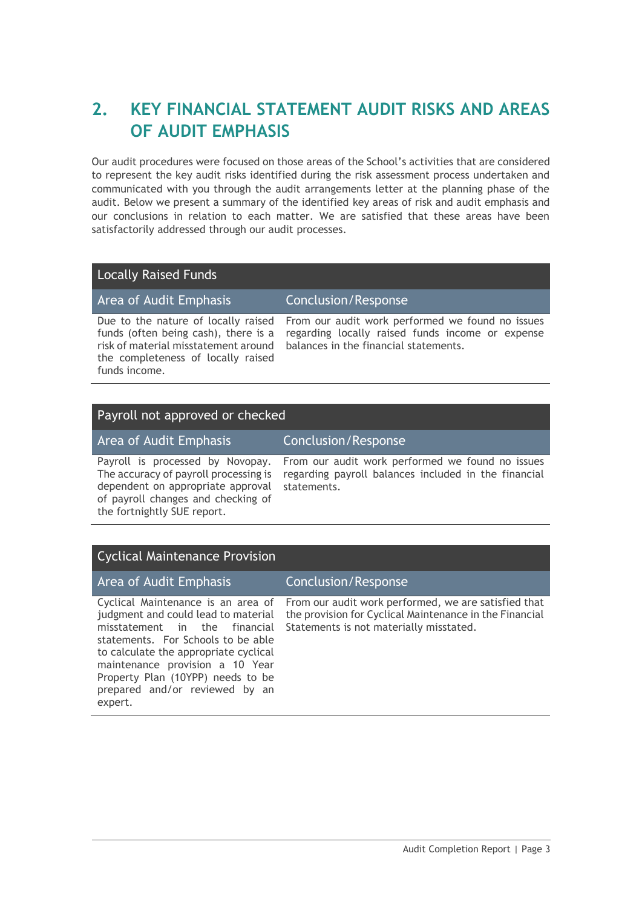## 2. KEY FINANCIAL STATEMENT AUDIT RISKS AND AREAS OF AUDIT EMPHASIS

Our audit procedures were focused on those areas of the School's activities that are considered to represent the key audit risks identified during the risk assessment process undertaken and communicated with you through the audit arrangements letter at the planning phase of the audit. Below we present a summary of the identified key areas of risk and audit emphasis and our conclusions in relation to each matter. We are satisfied that these areas have been satisfactorily addressed through our audit processes.

| Locally Raised Funds | |
|---|---|
| **Area of Audit Emphasis** | **Conclusion/Response** |
| Due to the nature of locally raised funds (often being cash), there is a risk of material misstatement around the completeness of locally raised funds income. | From our audit work performed we found no issues regarding locally raised funds income or expense balances in the financial statements. |

| Payroll not approved or checked | |
|---|---|
| **Area of Audit Emphasis** | **Conclusion/Response** |
| Payroll is processed by Novopay. The accuracy of payroll processing is dependent on appropriate approval of payroll changes and checking of the fortnightly SUE report. | From our audit work performed we found no issues regarding payroll balances included in the financial statements. |

| Cyclical Maintenance Provision | |
|---|---|
| **Area of Audit Emphasis** | **Conclusion/Response** |
| Cyclical Maintenance is an area of judgment and could lead to material misstatement in the financial statements. For Schools to be able to calculate the appropriate cyclical maintenance provision a 10 Year Property Plan (10YPP) needs to be prepared and/or reviewed by an expert. | From our audit work performed, we are satisfied that the provision for Cyclical Maintenance in the Financial Statements is not materially misstated. |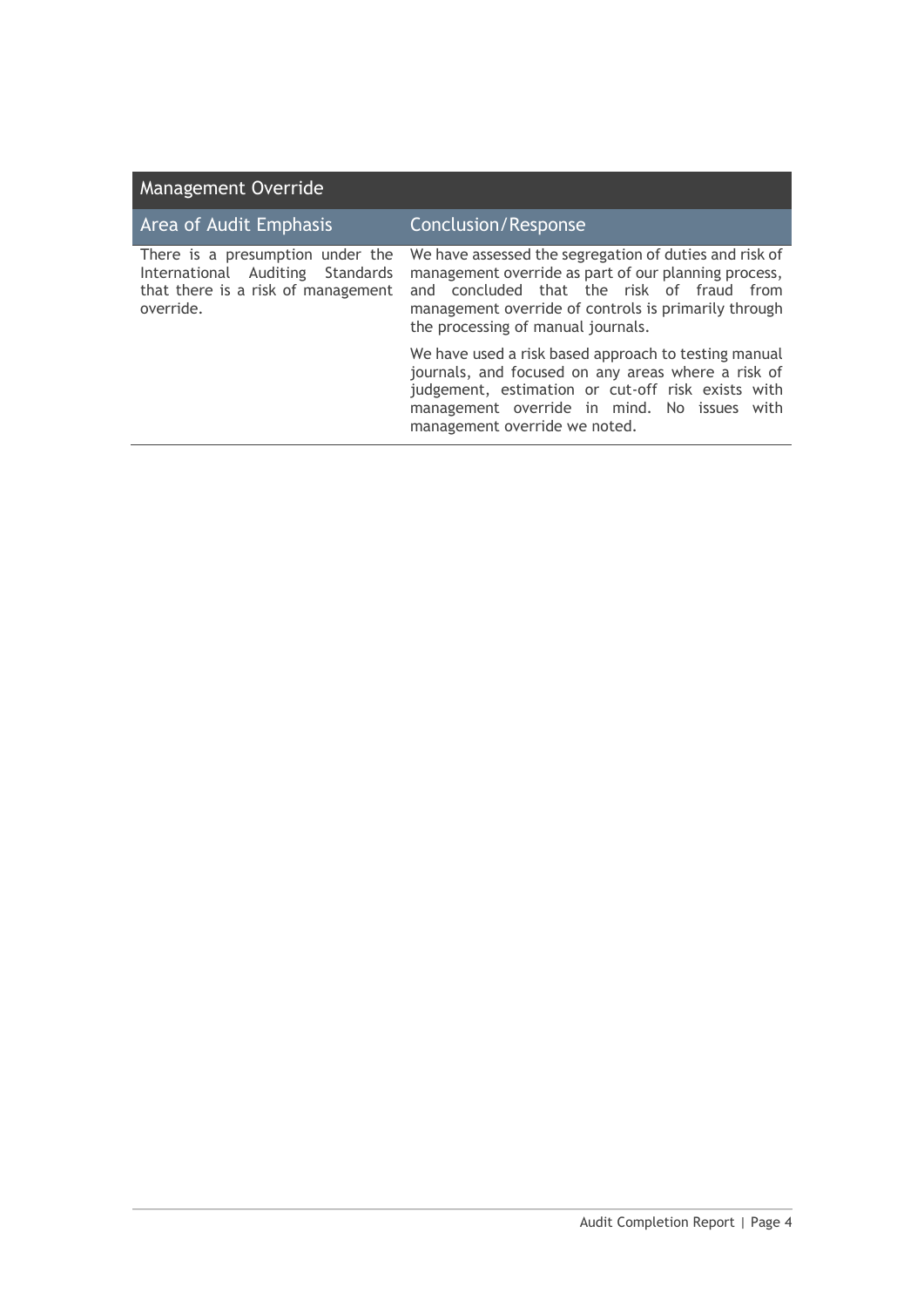| Management Override | |
|---|---|
| **Area of Audit Emphasis** | **Conclusion/Response** |
| There is a presumption under the International Auditing Standards that there is a risk of management override. | We have assessed the segregation of duties and risk of management override as part of our planning process, and concluded that the risk of fraud from management override of controls is primarily through the processing of manual journals.<br><br>We have used a risk based approach to testing manual journals, and focused on any areas where a risk of judgement, estimation or cut-off risk exists with management override in mind. No issues with management override we noted. |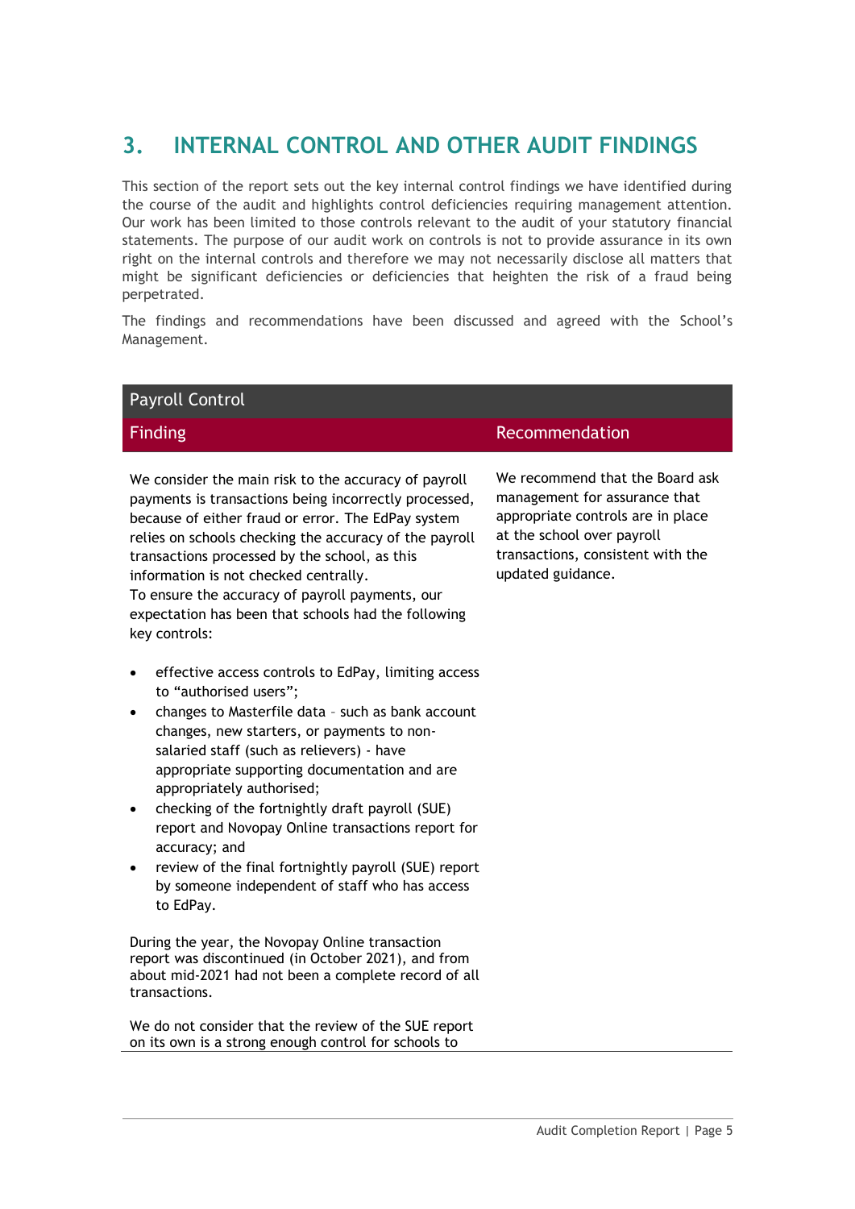## 3. INTERNAL CONTROL AND OTHER AUDIT FINDINGS

This section of the report sets out the key internal control findings we have identified during the course of the audit and highlights control deficiencies requiring management attention. Our work has been limited to those controls relevant to the audit of your statutory financial statements. The purpose of our audit work on controls is not to provide assurance in its own right on the internal controls and therefore we may not necessarily disclose all matters that might be significant deficiencies or deficiencies that heighten the risk of a fraud being perpetrated.

The findings and recommendations have been discussed and agreed with the School's Management.

| Payroll Control | |
|---|---|
| **Finding** | **Recommendation** |
| We consider the main risk to the accuracy of payroll payments is transactions being incorrectly processed, because of either fraud or error. The EdPay system relies on schools checking the accuracy of the payroll transactions processed by the school, as this information is not checked centrally.<br>To ensure the accuracy of payroll payments, our expectation has been that schools had the following key controls:<br>• effective access controls to EdPay, limiting access to "authorised users";<br>• changes to Masterfile data – such as bank account changes, new starters, or payments to non-salaried staff (such as relievers) - have appropriate supporting documentation and are appropriately authorised;<br>• checking of the fortnightly draft payroll (SUE) report and Novopay Online transactions report for accuracy; and<br>• review of the final fortnightly payroll (SUE) report by someone independent of staff who has access to EdPay.<br><br>During the year, the Novopay Online transaction report was discontinued (in October 2021), and from about mid-2021 had not been a complete record of all transactions.<br><br>We do not consider that the review of the SUE report on its own is a strong enough control for schools to | We recommend that the Board ask management for assurance that appropriate controls are in place at the school over payroll transactions, consistent with the updated guidance. |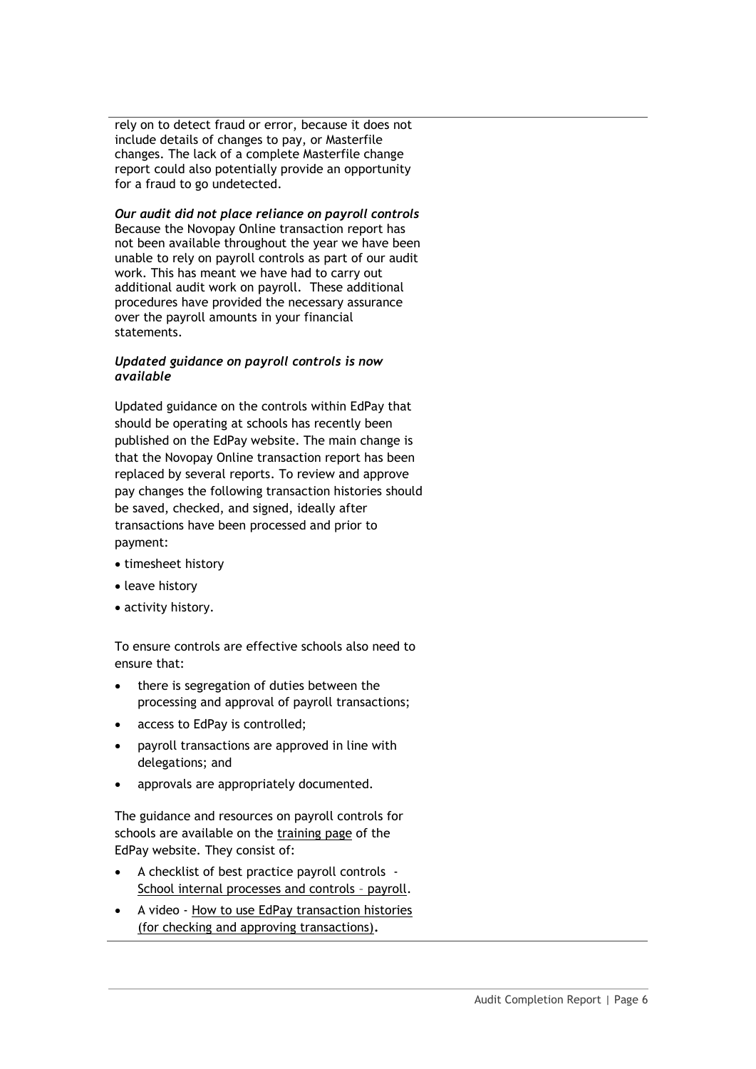rely on to detect fraud or error, because it does not include details of changes to pay, or Masterfile changes. The lack of a complete Masterfile change report could also potentially provide an opportunity for a fraud to go undetected.

***Our audit did not place reliance on payroll controls***

Because the Novopay Online transaction report has not been available throughout the year we have been unable to rely on payroll controls as part of our audit work. This has meant we have had to carry out additional audit work on payroll. These additional procedures have provided the necessary assurance over the payroll amounts in your financial statements.

***Updated guidance on payroll controls is now available***

Updated guidance on the controls within EdPay that should be operating at schools has recently been published on the EdPay website. The main change is that the Novopay Online transaction report has been replaced by several reports. To review and approve pay changes the following transaction histories should be saved, checked, and signed, ideally after transactions have been processed and prior to payment:

- timesheet history
- leave history
- activity history.

To ensure controls are effective schools also need to ensure that:

- there is segregation of duties between the processing and approval of payroll transactions;
- access to EdPay is controlled;
- payroll transactions are approved in line with delegations; and
- approvals are appropriately documented.

The guidance and resources on payroll controls for schools are available on the training page of the EdPay website. They consist of:

- A checklist of best practice payroll controls - School internal processes and controls – payroll.
- A video - How to use EdPay transaction histories (for checking and approving transactions).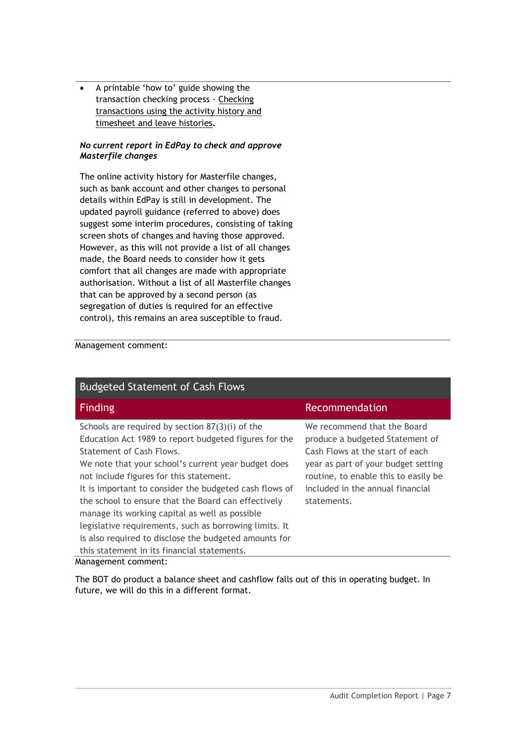- A printable 'how to' guide showing the transaction checking process - Checking transactions using the activity history and timesheet and leave histories.

***No current report in EdPay to check and approve Masterfile changes***

The online activity history for Masterfile changes, such as bank account and other changes to personal details within EdPay is still in development. The updated payroll guidance (referred to above) does suggest some interim procedures, consisting of taking screen shots of changes and having those approved. However, as this will not provide a list of all changes made, the Board needs to consider how it gets comfort that all changes are made with appropriate authorisation. Without a list of all Masterfile changes that can be approved by a second person (as segregation of duties is required for an effective control), this remains an area susceptible to fraud.

Management comment:

## Budgeted Statement of Cash Flows

| Finding | Recommendation |
| --- | --- |
| Schools are required by section 87(3)(i) of the Education Act 1989 to report budgeted figures for the Statement of Cash Flows.<br>We note that your school's current year budget does not include figures for this statement.<br>It is important to consider the budgeted cash flows of the school to ensure that the Board can effectively manage its working capital as well as possible legislative requirements, such as borrowing limits. It is also required to disclose the budgeted amounts for this statement in its financial statements. | We recommend that the Board produce a budgeted Statement of Cash Flows at the start of each year as part of your budget setting routine, to enable this to easily be included in the annual financial statements. |

Management comment:

The BOT do product a balance sheet and cashflow falls out of this in operating budget. In future, we will do this in a different format.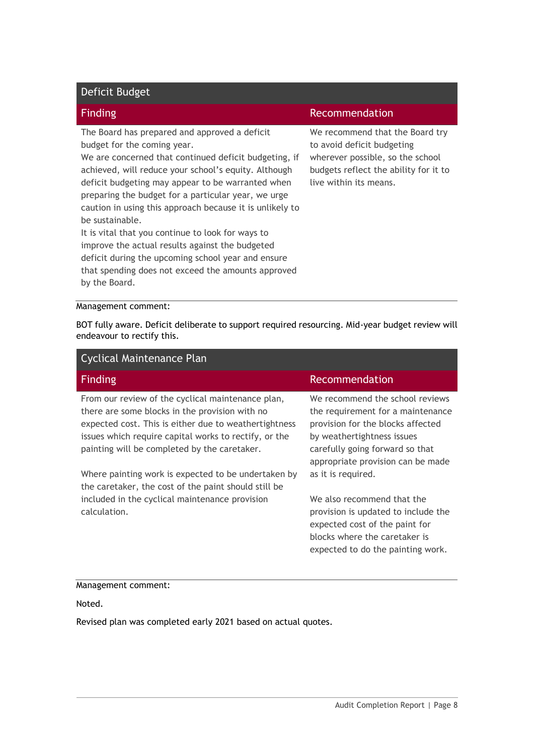## Deficit Budget

| Finding | Recommendation |
| --- | --- |
| The Board has prepared and approved a deficit budget for the coming year.<br>We are concerned that continued deficit budgeting, if achieved, will reduce your school's equity. Although deficit budgeting may appear to be warranted when preparing the budget for a particular year, we urge caution in using this approach because it is unlikely to be sustainable.<br>It is vital that you continue to look for ways to improve the actual results against the budgeted deficit during the upcoming school year and ensure that spending does not exceed the amounts approved by the Board. | We recommend that the Board try to avoid deficit budgeting wherever possible, so the school budgets reflect the ability for it to live within its means. |

Management comment:

BOT fully aware. Deficit deliberate to support required resourcing. Mid-year budget review will endeavour to rectify this.

## Cyclical Maintenance Plan

| Finding | Recommendation |
| --- | --- |
| From our review of the cyclical maintenance plan, there are some blocks in the provision with no expected cost. This is either due to weathertightness issues which require capital works to rectify, or the painting will be completed by the caretaker.<br><br>Where painting work is expected to be undertaken by the caretaker, the cost of the paint should still be included in the cyclical maintenance provision calculation. | We recommend the school reviews the requirement for a maintenance provision for the blocks affected by weathertightness issues carefully going forward so that appropriate provision can be made as it is required.<br><br>We also recommend that the provision is updated to include the expected cost of the paint for blocks where the caretaker is expected to do the painting work. |

Management comment:

Noted.

Revised plan was completed early 2021 based on actual quotes.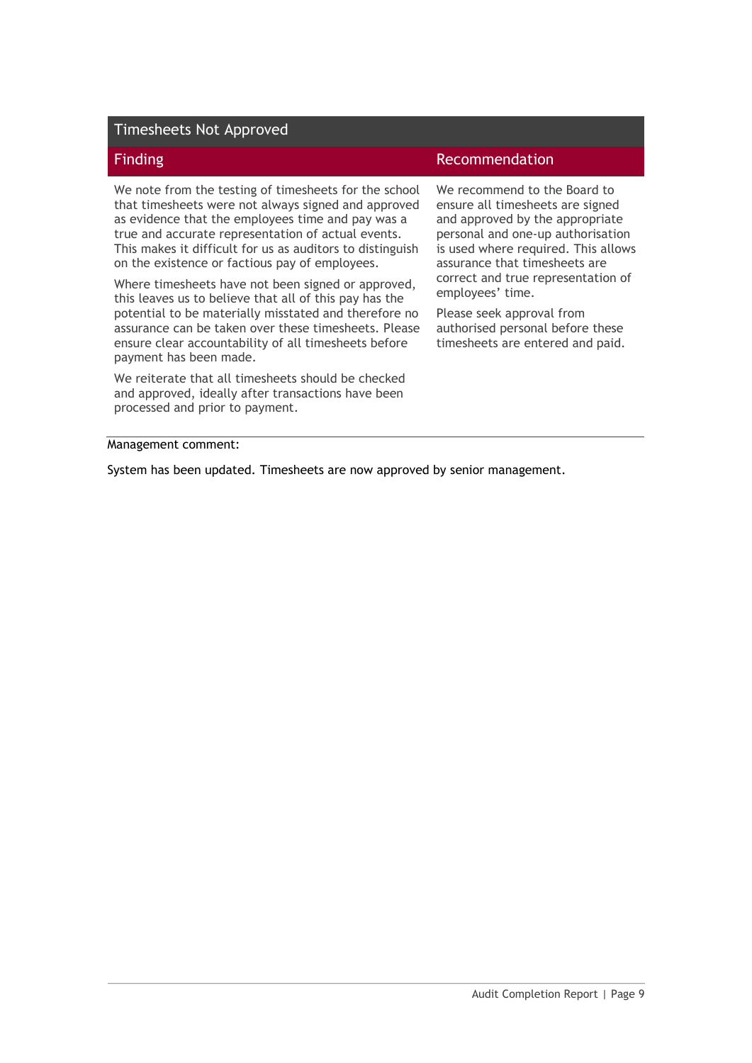## Timesheets Not Approved

| Finding | Recommendation |
| --- | --- |
| We note from the testing of timesheets for the school that timesheets were not always signed and approved as evidence that the employees time and pay was a true and accurate representation of actual events. This makes it difficult for us as auditors to distinguish on the existence or factious pay of employees.<br><br>Where timesheets have not been signed or approved, this leaves us to believe that all of this pay has the potential to be materially misstated and therefore no assurance can be taken over these timesheets. Please ensure clear accountability of all timesheets before payment has been made.<br><br>We reiterate that all timesheets should be checked and approved, ideally after transactions have been processed and prior to payment. | We recommend to the Board to ensure all timesheets are signed and approved by the appropriate personal and one-up authorisation is used where required. This allows assurance that timesheets are correct and true representation of employees' time.<br><br>Please seek approval from authorised personal before these timesheets are entered and paid. |

Management comment:

System has been updated. Timesheets are now approved by senior management.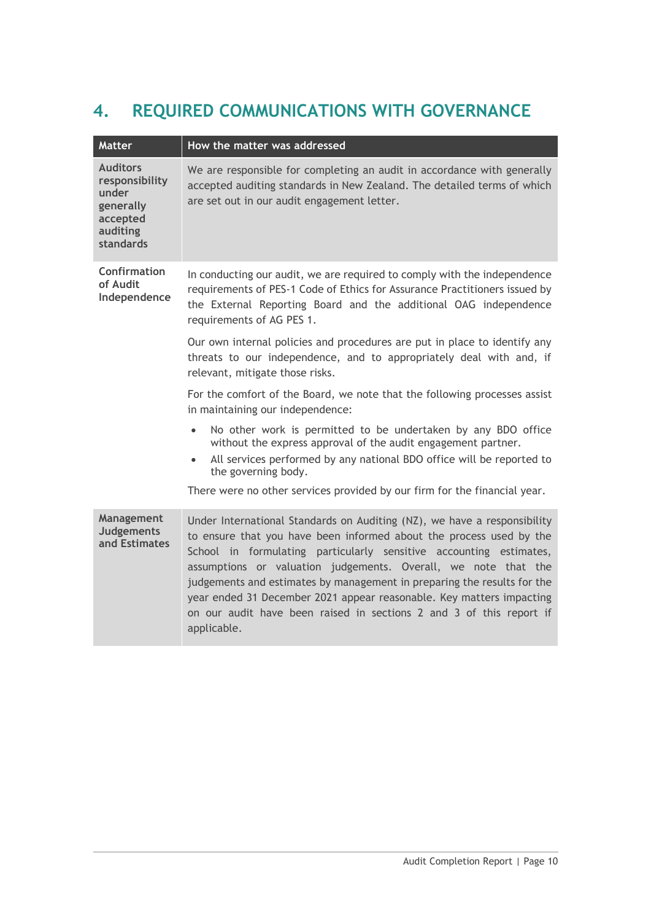# 4. REQUIRED COMMUNICATIONS WITH GOVERNANCE

| Matter | How the matter was addressed |
|---|---|
| **Auditors responsibility under generally accepted auditing standards** | We are responsible for completing an audit in accordance with generally accepted auditing standards in New Zealand. The detailed terms of which are set out in our audit engagement letter. |
| **Confirmation of Audit Independence** | In conducting our audit, we are required to comply with the independence requirements of PES-1 Code of Ethics for Assurance Practitioners issued by the External Reporting Board and the additional OAG independence requirements of AG PES 1.<br><br>Our own internal policies and procedures are put in place to identify any threats to our independence, and to appropriately deal with and, if relevant, mitigate those risks.<br><br>For the comfort of the Board, we note that the following processes assist in maintaining our independence:<br><br>• No other work is permitted to be undertaken by any BDO office without the express approval of the audit engagement partner.<br>• All services performed by any national BDO office will be reported to the governing body.<br><br>There were no other services provided by our firm for the financial year. |
| **Management Judgements and Estimates** | Under International Standards on Auditing (NZ), we have a responsibility to ensure that you have been informed about the process used by the School in formulating particularly sensitive accounting estimates, assumptions or valuation judgements. Overall, we note that the judgements and estimates by management in preparing the results for the year ended 31 December 2021 appear reasonable. Key matters impacting on our audit have been raised in sections 2 and 3 of this report if applicable. |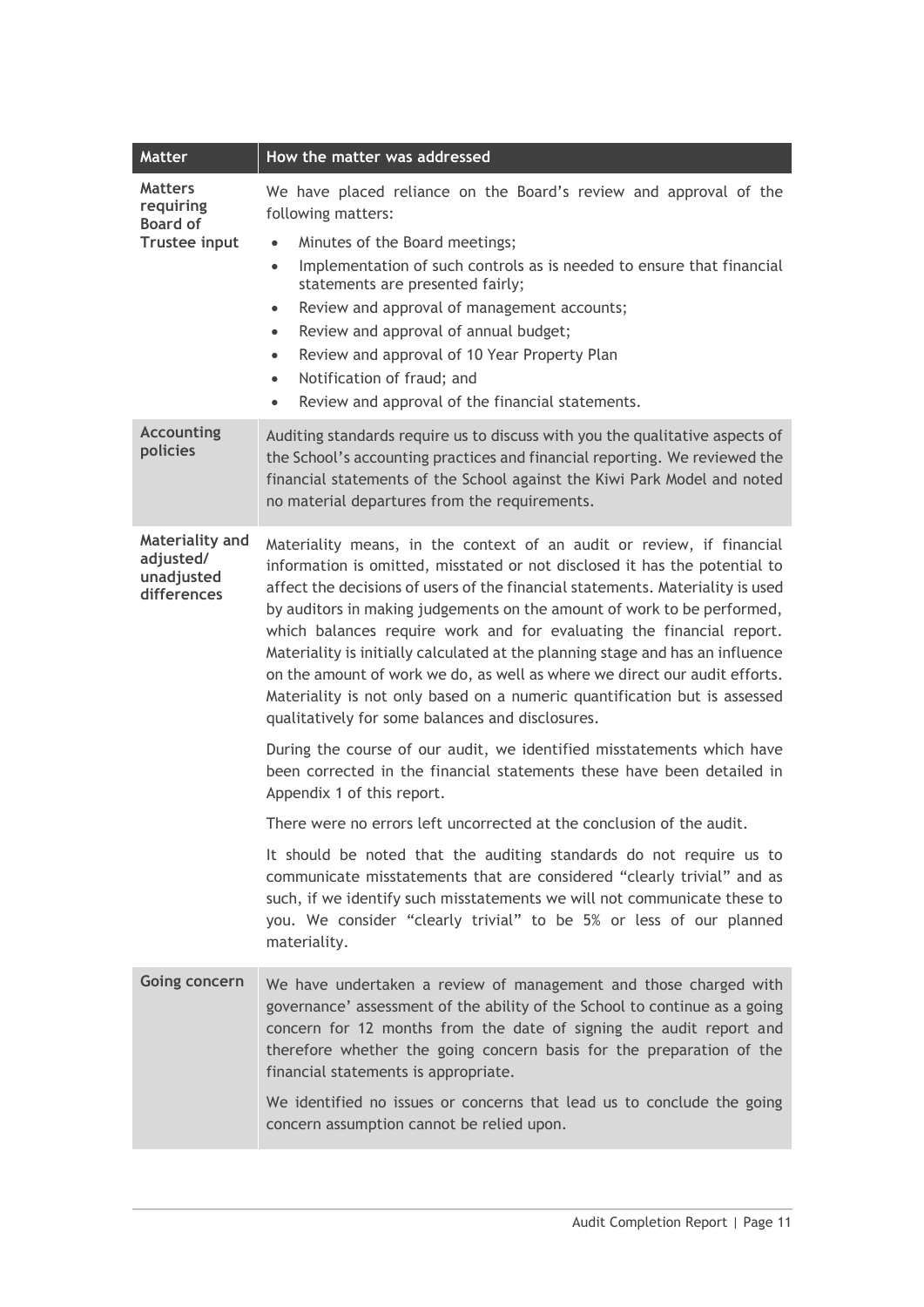| Matter | How the matter was addressed |
| --- | --- |
| **Matters requiring Board of Trustee input** | We have placed reliance on the Board's review and approval of the following matters:<br>• Minutes of the Board meetings;<br>• Implementation of such controls as is needed to ensure that financial statements are presented fairly;<br>• Review and approval of management accounts;<br>• Review and approval of annual budget;<br>• Review and approval of 10 Year Property Plan<br>• Notification of fraud; and<br>• Review and approval of the financial statements. |
| **Accounting policies** | Auditing standards require us to discuss with you the qualitative aspects of the School's accounting practices and financial reporting. We reviewed the financial statements of the School against the Kiwi Park Model and noted no material departures from the requirements. |
| **Materiality and adjusted/ unadjusted differences** | Materiality means, in the context of an audit or review, if financial information is omitted, misstated or not disclosed it has the potential to affect the decisions of users of the financial statements. Materiality is used by auditors in making judgements on the amount of work to be performed, which balances require work and for evaluating the financial report. Materiality is initially calculated at the planning stage and has an influence on the amount of work we do, as well as where we direct our audit efforts. Materiality is not only based on a numeric quantification but is assessed qualitatively for some balances and disclosures.<br><br>During the course of our audit, we identified misstatements which have been corrected in the financial statements these have been detailed in Appendix 1 of this report.<br><br>There were no errors left uncorrected at the conclusion of the audit.<br><br>It should be noted that the auditing standards do not require us to communicate misstatements that are considered "clearly trivial" and as such, if we identify such misstatements we will not communicate these to you. We consider "clearly trivial" to be 5% or less of our planned materiality. |
| **Going concern** | We have undertaken a review of management and those charged with governance' assessment of the ability of the School to continue as a going concern for 12 months from the date of signing the audit report and therefore whether the going concern basis for the preparation of the financial statements is appropriate.<br><br>We identified no issues or concerns that lead us to conclude the going concern assumption cannot be relied upon. |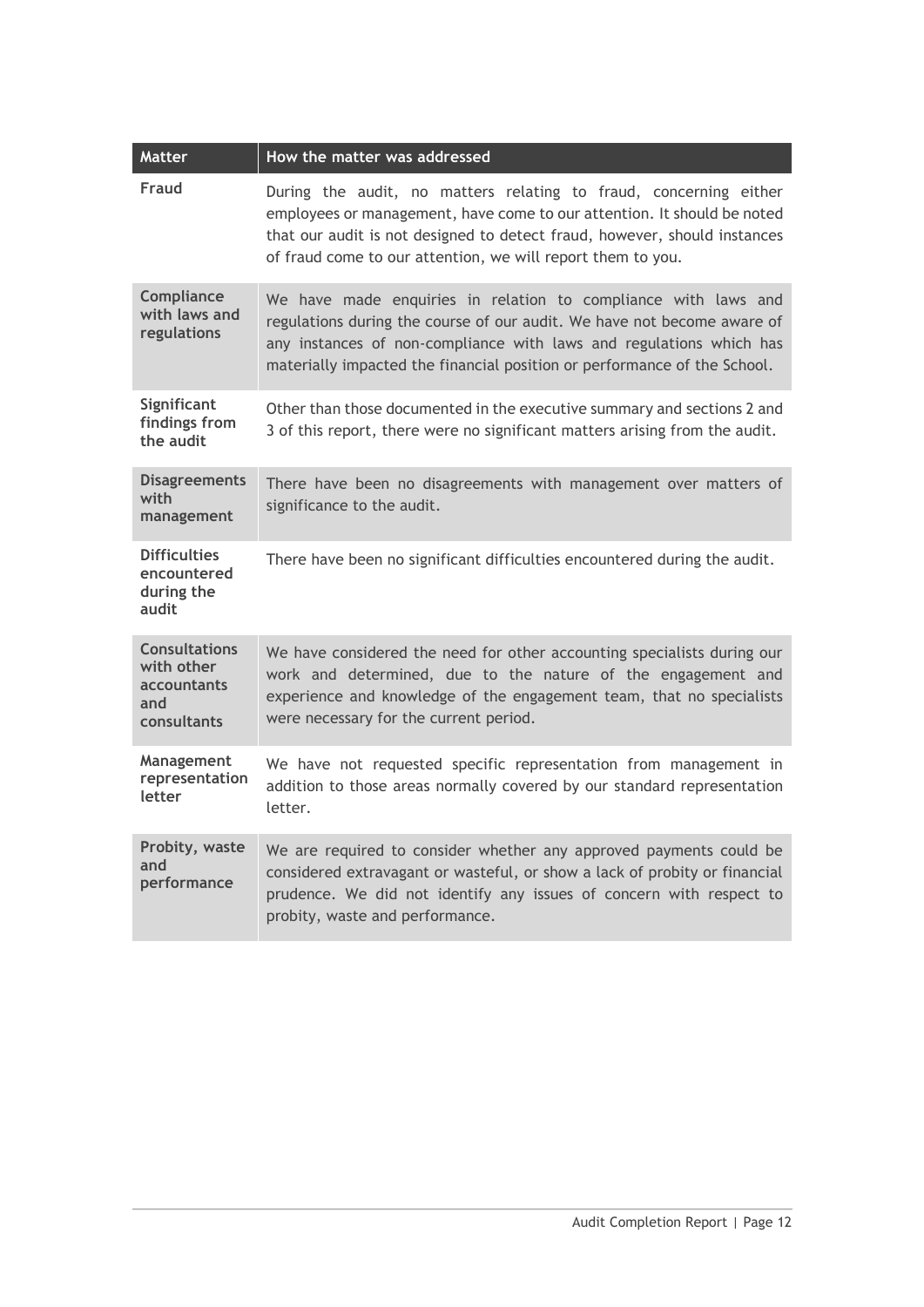| Matter | How the matter was addressed |
| --- | --- |
| **Fraud** | During the audit, no matters relating to fraud, concerning either employees or management, have come to our attention. It should be noted that our audit is not designed to detect fraud, however, should instances of fraud come to our attention, we will report them to you. |
| **Compliance with laws and regulations** | We have made enquiries in relation to compliance with laws and regulations during the course of our audit. We have not become aware of any instances of non-compliance with laws and regulations which has materially impacted the financial position or performance of the School. |
| **Significant findings from the audit** | Other than those documented in the executive summary and sections 2 and 3 of this report, there were no significant matters arising from the audit. |
| **Disagreements with management** | There have been no disagreements with management over matters of significance to the audit. |
| **Difficulties encountered during the audit** | There have been no significant difficulties encountered during the audit. |
| **Consultations with other accountants and consultants** | We have considered the need for other accounting specialists during our work and determined, due to the nature of the engagement and experience and knowledge of the engagement team, that no specialists were necessary for the current period. |
| **Management representation letter** | We have not requested specific representation from management in addition to those areas normally covered by our standard representation letter. |
| **Probity, waste and performance** | We are required to consider whether any approved payments could be considered extravagant or wasteful, or show a lack of probity or financial prudence. We did not identify any issues of concern with respect to probity, waste and performance. |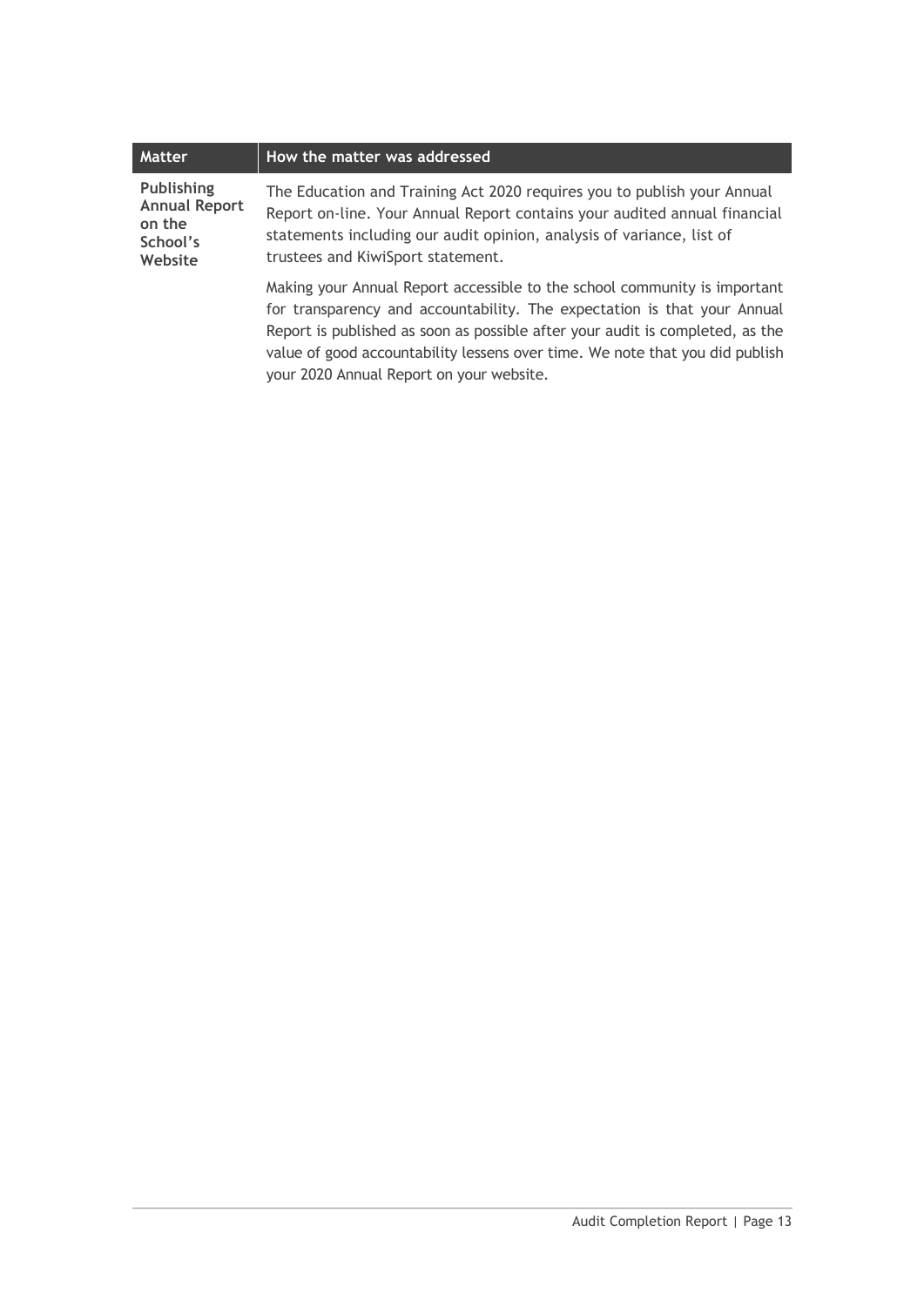| Matter | How the matter was addressed |
| --- | --- |
| **Publishing Annual Report on the School's Website** | The Education and Training Act 2020 requires you to publish your Annual Report on-line. Your Annual Report contains your audited annual financial statements including our audit opinion, analysis of variance, list of trustees and KiwiSport statement.<br><br>Making your Annual Report accessible to the school community is important for transparency and accountability. The expectation is that your Annual Report is published as soon as possible after your audit is completed, as the value of good accountability lessens over time. We note that you did publish your 2020 Annual Report on your website. |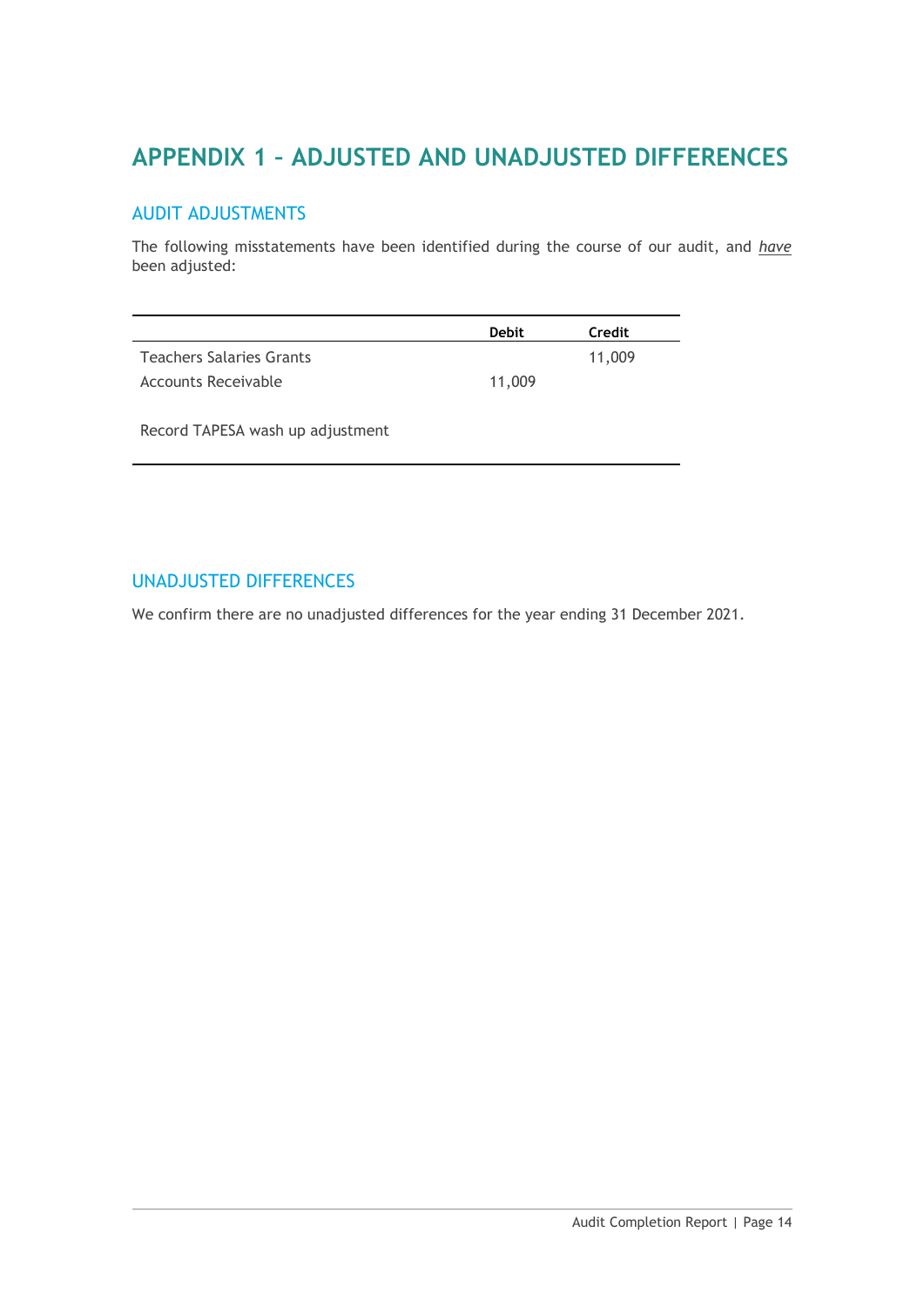# APPENDIX 1 – ADJUSTED AND UNADJUSTED DIFFERENCES

## AUDIT ADJUSTMENTS

The following misstatements have been identified during the course of our audit, and *have* been adjusted:

| | Debit | Credit |
|---|---|---|
| Teachers Salaries Grants | | 11,009 |
| Accounts Receivable | 11,009 | |
| Record TAPESA wash up adjustment | | |

## UNADJUSTED DIFFERENCES

We confirm there are no unadjusted differences for the year ending 31 December 2021.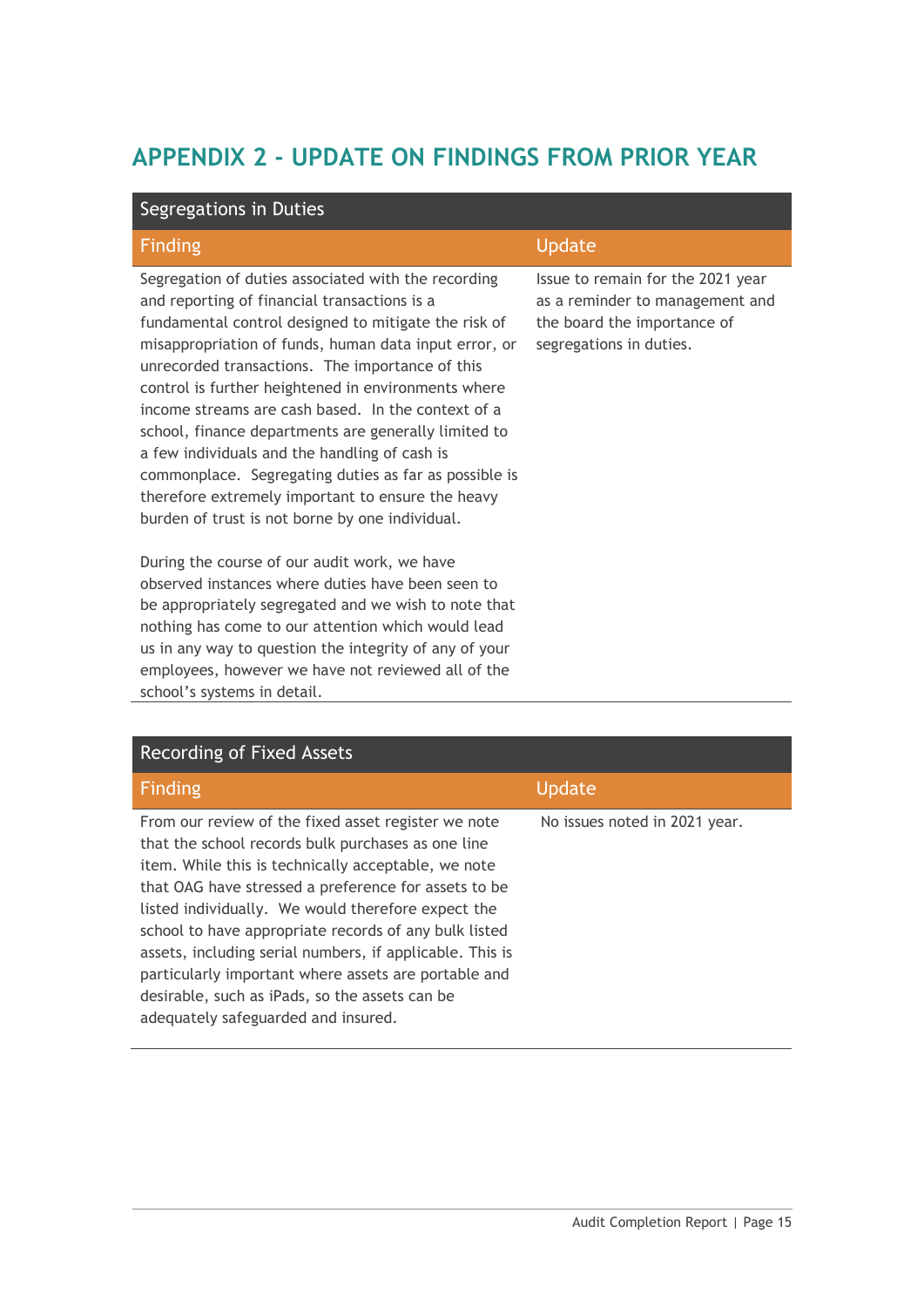# APPENDIX 2 - UPDATE ON FINDINGS FROM PRIOR YEAR

| Segregations in Duties | |
|---|---|
| **Finding** | **Update** |
| Segregation of duties associated with the recording and reporting of financial transactions is a fundamental control designed to mitigate the risk of misappropriation of funds, human data input error, or unrecorded transactions. The importance of this control is further heightened in environments where income streams are cash based. In the context of a school, finance departments are generally limited to a few individuals and the handling of cash is commonplace. Segregating duties as far as possible is therefore extremely important to ensure the heavy burden of trust is not borne by one individual.<br><br>During the course of our audit work, we have observed instances where duties have been seen to be appropriately segregated and we wish to note that nothing has come to our attention which would lead us in any way to question the integrity of any of your employees, however we have not reviewed all of the school's systems in detail. | Issue to remain for the 2021 year as a reminder to management and the board the importance of segregations in duties. |

| Recording of Fixed Assets | |
|---|---|
| **Finding** | **Update** |
| From our review of the fixed asset register we note that the school records bulk purchases as one line item. While this is technically acceptable, we note that OAG have stressed a preference for assets to be listed individually. We would therefore expect the school to have appropriate records of any bulk listed assets, including serial numbers, if applicable. This is particularly important where assets are portable and desirable, such as iPads, so the assets can be adequately safeguarded and insured. | No issues noted in 2021 year. |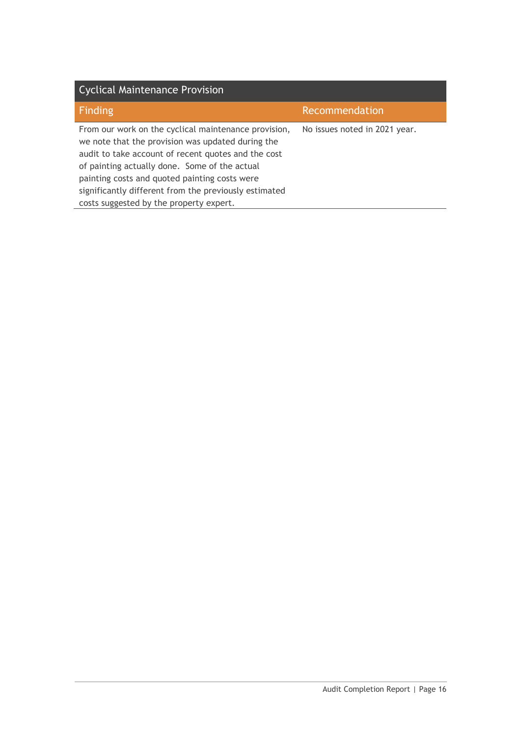| Cyclical Maintenance Provision | |
|---|---|
| **Finding** | **Recommendation** |
| From our work on the cyclical maintenance provision, we note that the provision was updated during the audit to take account of recent quotes and the cost of painting actually done. Some of the actual painting costs and quoted painting costs were significantly different from the previously estimated costs suggested by the property expert. | No issues noted in 2021 year. |